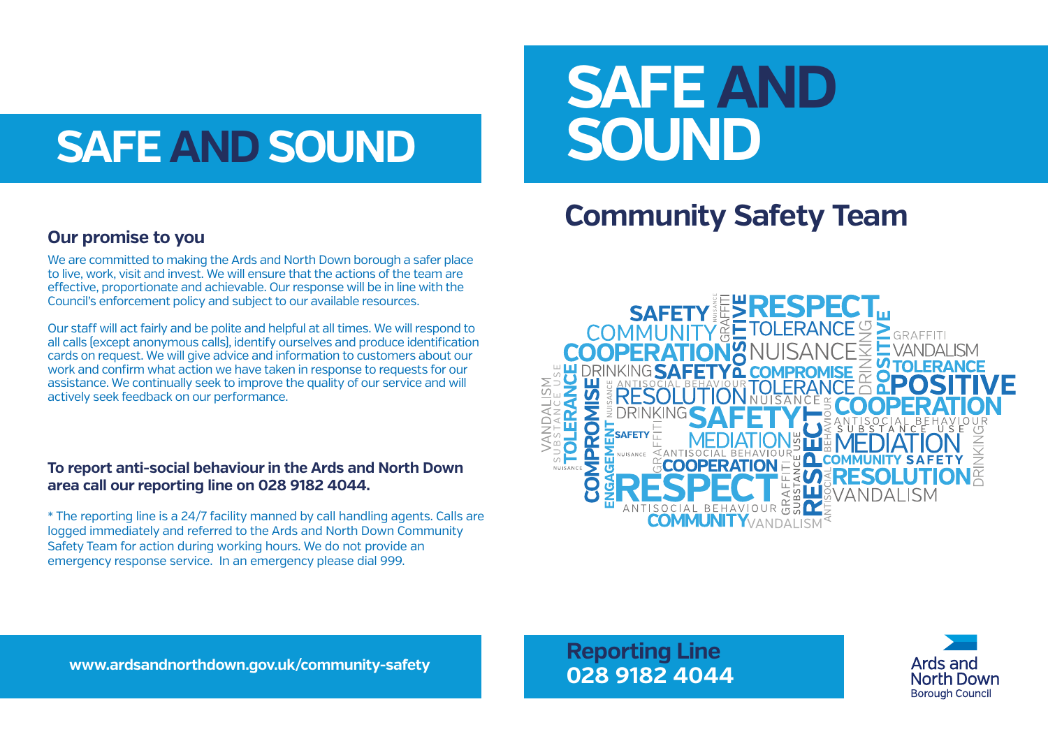# SAFE AND SOUND

## Our promise to you

We are committed to making the Ards and North Down borough a safer place to live, work, visit and invest. We will ensure that the actions of the team are effective, proportionate and achievable. Our response will be in line with the Council's enforcement policy and subject to our available resources.

Our staff will act fairly and be polite and helpful at all times. We will respond to all calls (except anonymous calls), identify ourselves and produce identification cards on request. We will give advice and information to customers about our work and confirm what action we have taken in response to requests for our assistance. We continually seek to improve the quality of our service and will actively seek feedback on our performance.

**To report anti-social behaviour in the Ards and North Down area call our reporting line on 028 9182 4044.**

* The reporting line is a 24/7 facility manned by call handling agents. Calls are logged immediately and referred to the Ards and North Down Community Safety Team for action during working hours. We do not provide an emergency response service. In an emergency please dial 999.

**www.ardsandnorthdown.gov.uk/community-safety**

# SAFE AND SOUND

## Community Safety Team

**Reporting Line**
**028 9182 4044**

Ards and North Down Borough Council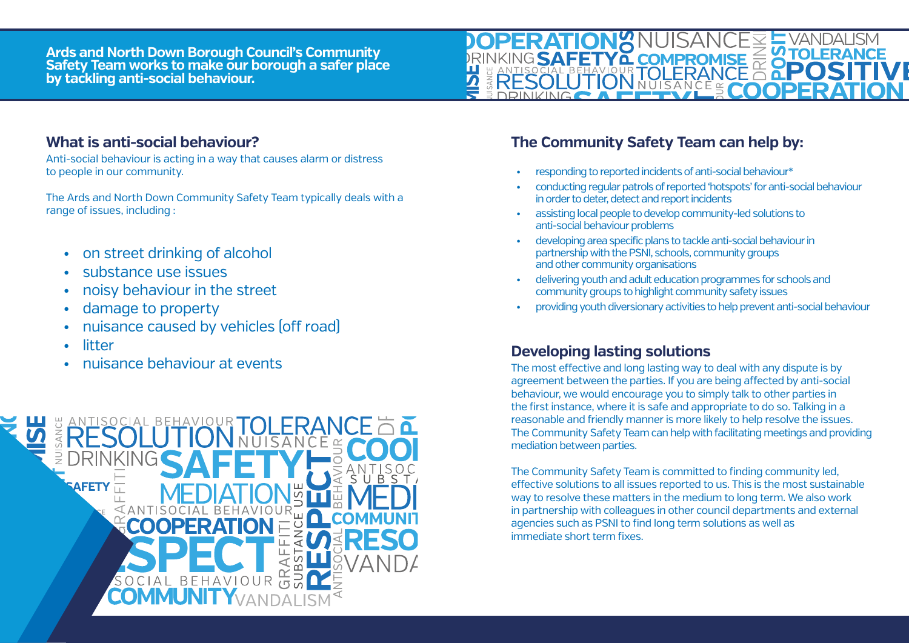**Ards and North Down Borough Council's Community Safety Team works to make our borough a safer place by tackling anti-social behaviour.**

## What is anti-social behaviour?

Anti-social behaviour is acting in a way that causes alarm or distress to people in our community.

The Ards and North Down Community Safety Team typically deals with a range of issues, including :

- on street drinking of alcohol
- substance use issues
- noisy behaviour in the street
- damage to property
- nuisance caused by vehicles (off road)
- litter
- nuisance behaviour at events

## The Community Safety Team can help by:

- responding to reported incidents of anti-social behaviour*
- conducting regular patrols of reported 'hotspots' for anti-social behaviour in order to deter, detect and report incidents
- assisting local people to develop community-led solutions to anti-social behaviour problems
- developing area specific plans to tackle anti-social behaviour in partnership with the PSNI, schools, community groups and other community organisations
- delivering youth and adult education programmes for schools and community groups to highlight community safety issues
- providing youth diversionary activities to help prevent anti-social behaviour

## Developing lasting solutions

The most effective and long lasting way to deal with any dispute is by agreement between the parties. If you are being affected by anti-social behaviour, we would encourage you to simply talk to other parties in the first instance, where it is safe and appropriate to do so. Talking in a reasonable and friendly manner is more likely to help resolve the issues. The Community Safety Team can help with facilitating meetings and providing mediation between parties.

The Community Safety Team is committed to finding community led, effective solutions to all issues reported to us. This is the most sustainable way to resolve these matters in the medium to long term. We also work in partnership with colleagues in other council departments and external agencies such as PSNI to find long term solutions as well as immediate short term fixes.